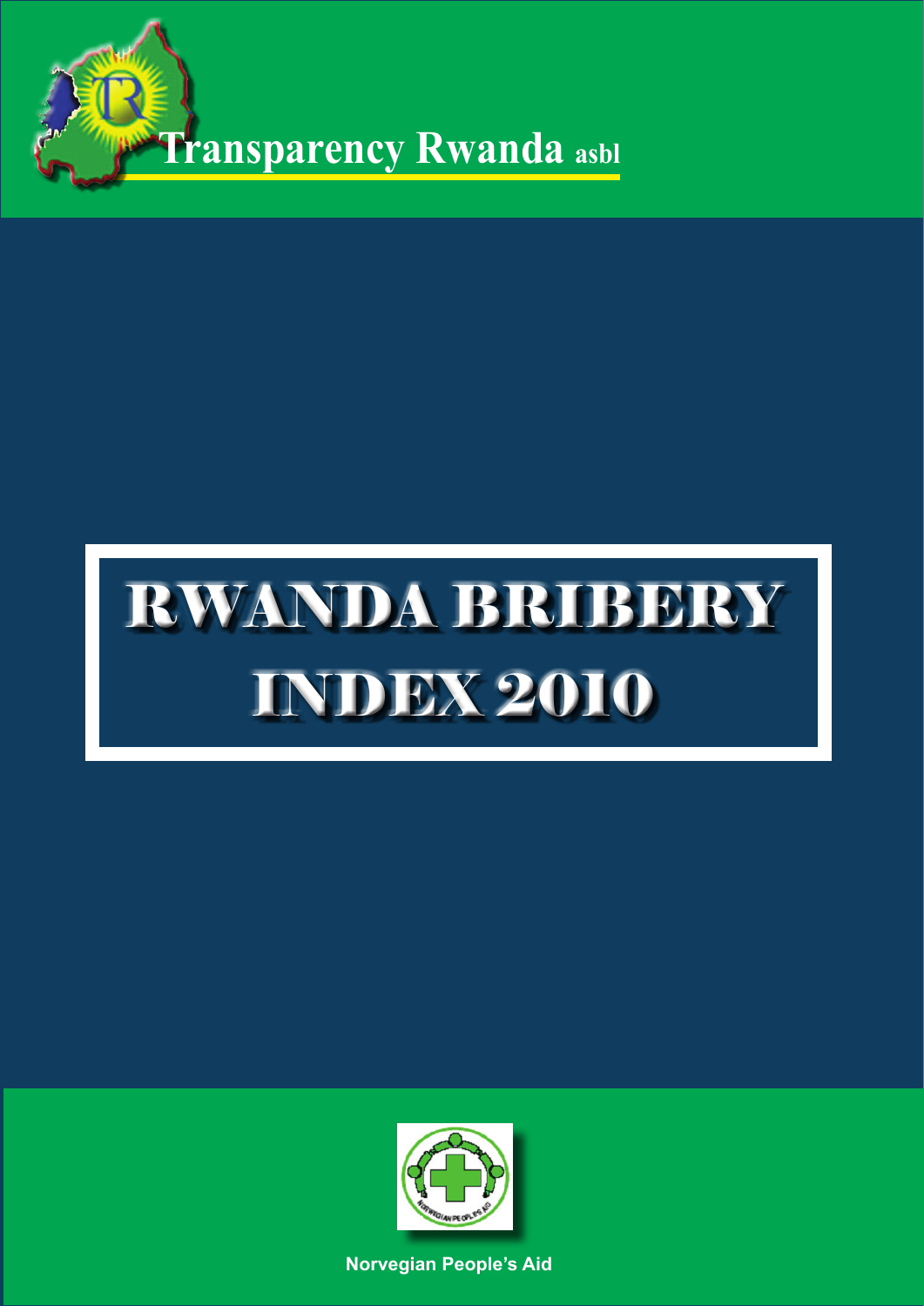Transparency Rwanda asbl

# RWANDA BRIBERY INDEX 2010

Norvegian People's Aid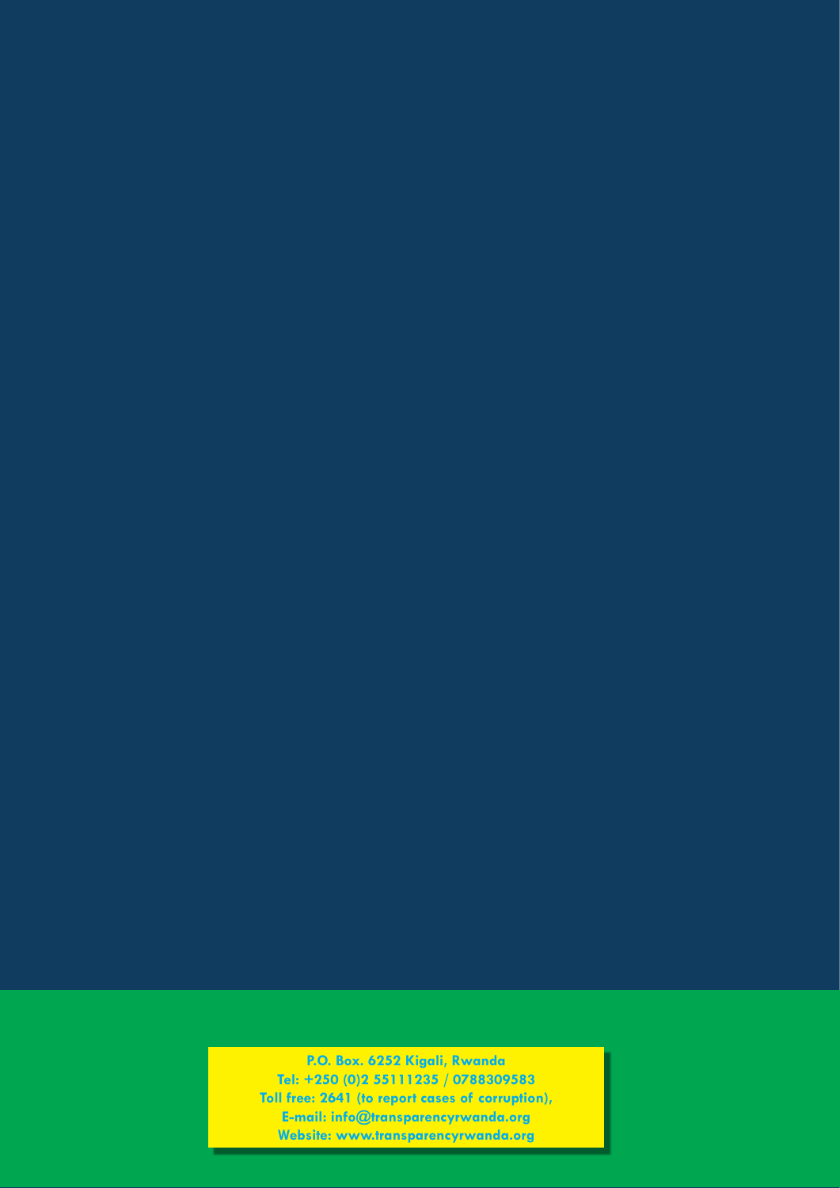P.O. Box. 6252 Kigali, Rwanda
Tel: +250 (0)2 55111235 / 0788309583
Toll free: 2641 (to report cases of corruption),
E-mail: info@transparencyrwanda.org
Website: www.transparencyrwanda.org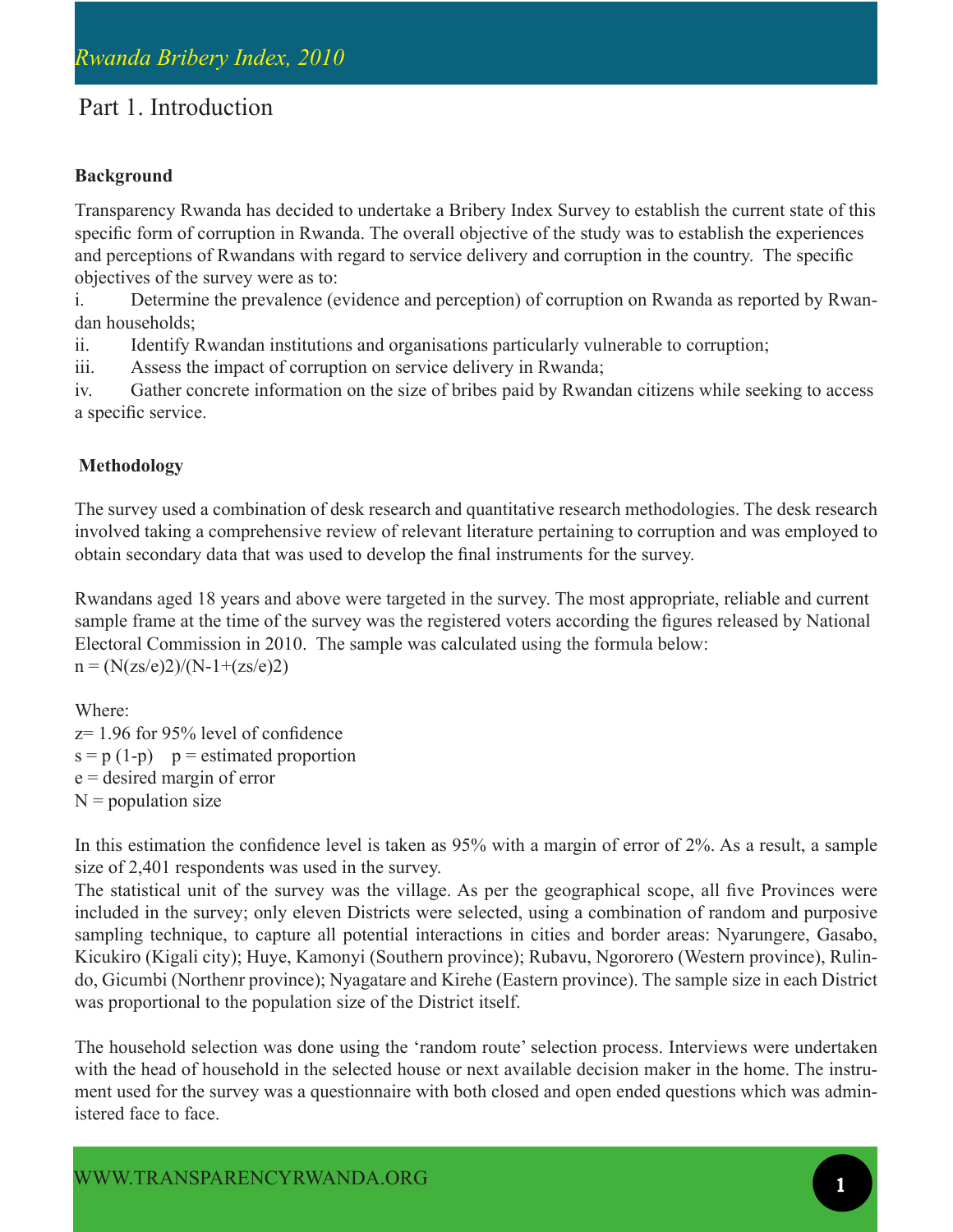# Part 1. Introduction

### Background

Transparency Rwanda has decided to undertake a Bribery Index Survey to establish the current state of this specific form of corruption in Rwanda. The overall objective of the study was to establish the experiences and perceptions of Rwandans with regard to service delivery and corruption in the country. The specific objectives of the survey were as to:

i. Determine the prevalence (evidence and perception) of corruption on Rwanda as reported by Rwandan households;

ii. Identify Rwandan institutions and organisations particularly vulnerable to corruption;

iii. Assess the impact of corruption on service delivery in Rwanda;

iv. Gather concrete information on the size of bribes paid by Rwandan citizens while seeking to access a specific service.

### Methodology

The survey used a combination of desk research and quantitative research methodologies. The desk research involved taking a comprehensive review of relevant literature pertaining to corruption and was employed to obtain secondary data that was used to develop the final instruments for the survey.

Rwandans aged 18 years and above were targeted in the survey. The most appropriate, reliable and current sample frame at the time of the survey was the registered voters according the figures released by National Electoral Commission in 2010. The sample was calculated using the formula below:

$n = (N(zs/e)2)/(N-1+(zs/e)2)$

Where:

z= 1.96 for 95% level of confidence

s = p (1-p)  p = estimated proportion

e = desired margin of error

N = population size

In this estimation the confidence level is taken as 95% with a margin of error of 2%. As a result, a sample size of 2,401 respondents was used in the survey.

The statistical unit of the survey was the village. As per the geographical scope, all five Provinces were included in the survey; only eleven Districts were selected, using a combination of random and purposive sampling technique, to capture all potential interactions in cities and border areas: Nyarungere, Gasabo, Kicukiro (Kigali city); Huye, Kamonyi (Southern province); Rubavu, Ngororero (Western province), Rulindo, Gicumbi (Northenr province); Nyagatare and Kirehe (Eastern province). The sample size in each District was proportional to the population size of the District itself.

The household selection was done using the 'random route' selection process. Interviews were undertaken with the head of household in the selected house or next available decision maker in the home. The instrument used for the survey was a questionnaire with both closed and open ended questions which was administered face to face.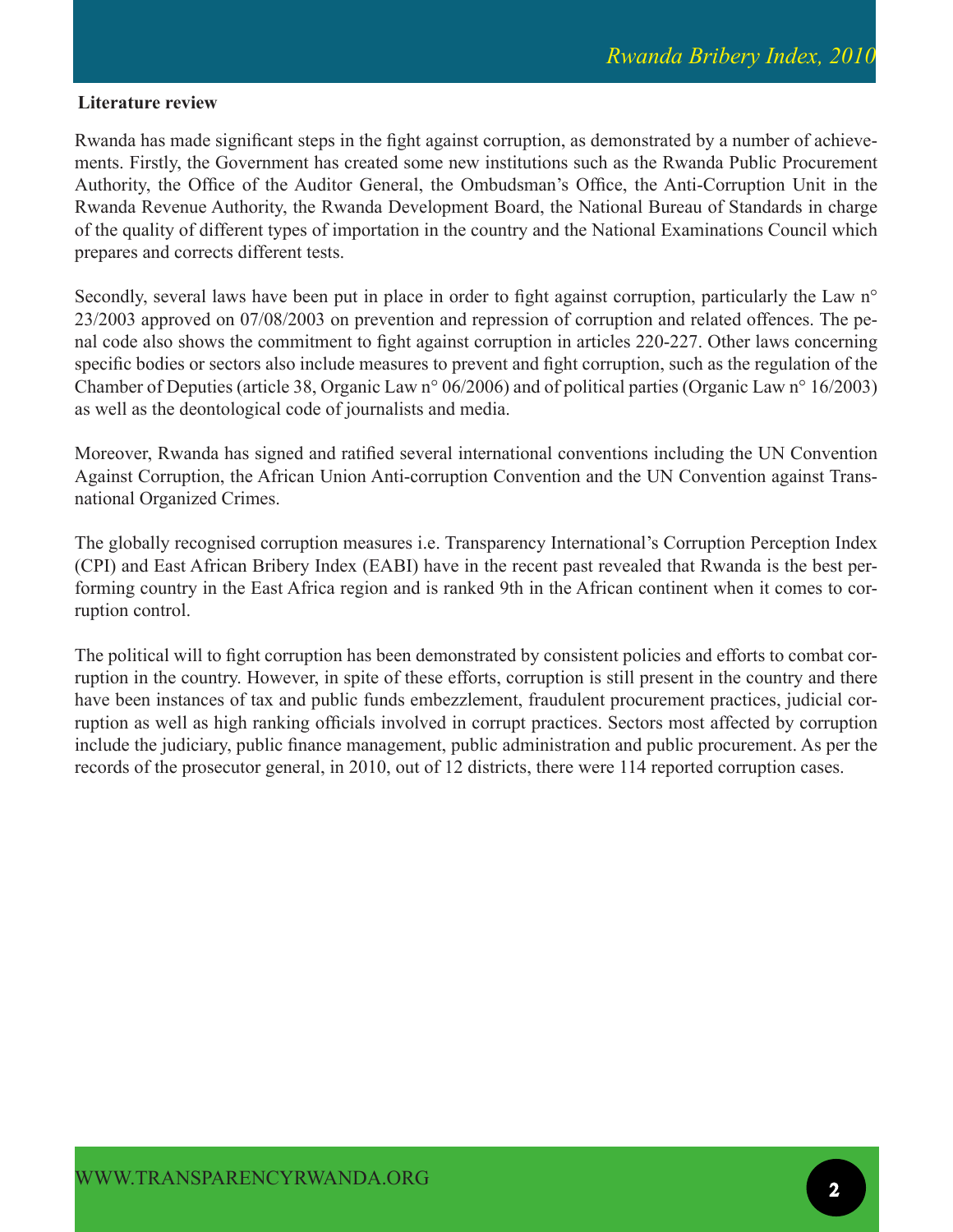## Literature review

Rwanda has made significant steps in the fight against corruption, as demonstrated by a number of achievements. Firstly, the Government has created some new institutions such as the Rwanda Public Procurement Authority, the Office of the Auditor General, the Ombudsman's Office, the Anti-Corruption Unit in the Rwanda Revenue Authority, the Rwanda Development Board, the National Bureau of Standards in charge of the quality of different types of importation in the country and the National Examinations Council which prepares and corrects different tests.

Secondly, several laws have been put in place in order to fight against corruption, particularly the Law n° 23/2003 approved on 07/08/2003 on prevention and repression of corruption and related offences. The penal code also shows the commitment to fight against corruption in articles 220-227. Other laws concerning specific bodies or sectors also include measures to prevent and fight corruption, such as the regulation of the Chamber of Deputies (article 38, Organic Law n° 06/2006) and of political parties (Organic Law n° 16/2003) as well as the deontological code of journalists and media.

Moreover, Rwanda has signed and ratified several international conventions including the UN Convention Against Corruption, the African Union Anti-corruption Convention and the UN Convention against Transnational Organized Crimes.

The globally recognised corruption measures i.e. Transparency International's Corruption Perception Index (CPI) and East African Bribery Index (EABI) have in the recent past revealed that Rwanda is the best performing country in the East Africa region and is ranked 9th in the African continent when it comes to corruption control.

The political will to fight corruption has been demonstrated by consistent policies and efforts to combat corruption in the country. However, in spite of these efforts, corruption is still present in the country and there have been instances of tax and public funds embezzlement, fraudulent procurement practices, judicial corruption as well as high ranking officials involved in corrupt practices. Sectors most affected by corruption include the judiciary, public finance management, public administration and public procurement. As per the records of the prosecutor general, in 2010, out of 12 districts, there were 114 reported corruption cases.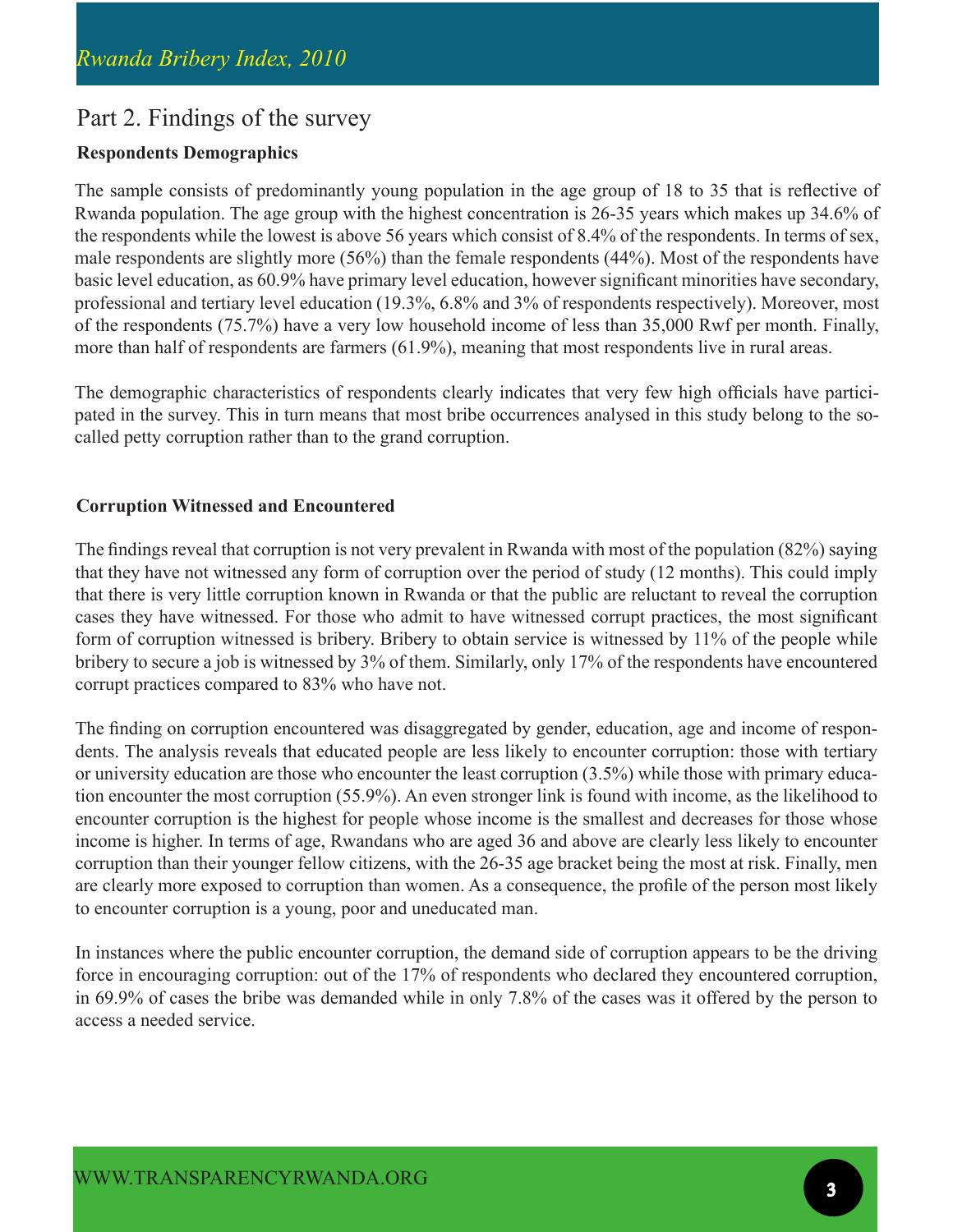## Part 2. Findings of the survey

### Respondents Demographics

The sample consists of predominantly young population in the age group of 18 to 35 that is reflective of Rwanda population. The age group with the highest concentration is 26-35 years which makes up 34.6% of the respondents while the lowest is above 56 years which consist of 8.4% of the respondents. In terms of sex, male respondents are slightly more (56%) than the female respondents (44%). Most of the respondents have basic level education, as 60.9% have primary level education, however significant minorities have secondary, professional and tertiary level education (19.3%, 6.8% and 3% of respondents respectively). Moreover, most of the respondents (75.7%) have a very low household income of less than 35,000 Rwf per month. Finally, more than half of respondents are farmers (61.9%), meaning that most respondents live in rural areas.

The demographic characteristics of respondents clearly indicates that very few high officials have participated in the survey. This in turn means that most bribe occurrences analysed in this study belong to the so-called petty corruption rather than to the grand corruption.

### Corruption Witnessed and Encountered

The findings reveal that corruption is not very prevalent in Rwanda with most of the population (82%) saying that they have not witnessed any form of corruption over the period of study (12 months). This could imply that there is very little corruption known in Rwanda or that the public are reluctant to reveal the corruption cases they have witnessed. For those who admit to have witnessed corrupt practices, the most significant form of corruption witnessed is bribery. Bribery to obtain service is witnessed by 11% of the people while bribery to secure a job is witnessed by 3% of them. Similarly, only 17% of the respondents have encountered corrupt practices compared to 83% who have not.

The finding on corruption encountered was disaggregated by gender, education, age and income of respondents. The analysis reveals that educated people are less likely to encounter corruption: those with tertiary or university education are those who encounter the least corruption (3.5%) while those with primary education encounter the most corruption (55.9%). An even stronger link is found with income, as the likelihood to encounter corruption is the highest for people whose income is the smallest and decreases for those whose income is higher. In terms of age, Rwandans who are aged 36 and above are clearly less likely to encounter corruption than their younger fellow citizens, with the 26-35 age bracket being the most at risk. Finally, men are clearly more exposed to corruption than women. As a consequence, the profile of the person most likely to encounter corruption is a young, poor and uneducated man.

In instances where the public encounter corruption, the demand side of corruption appears to be the driving force in encouraging corruption: out of the 17% of respondents who declared they encountered corruption, in 69.9% of cases the bribe was demanded while in only 7.8% of the cases was it offered by the person to access a needed service.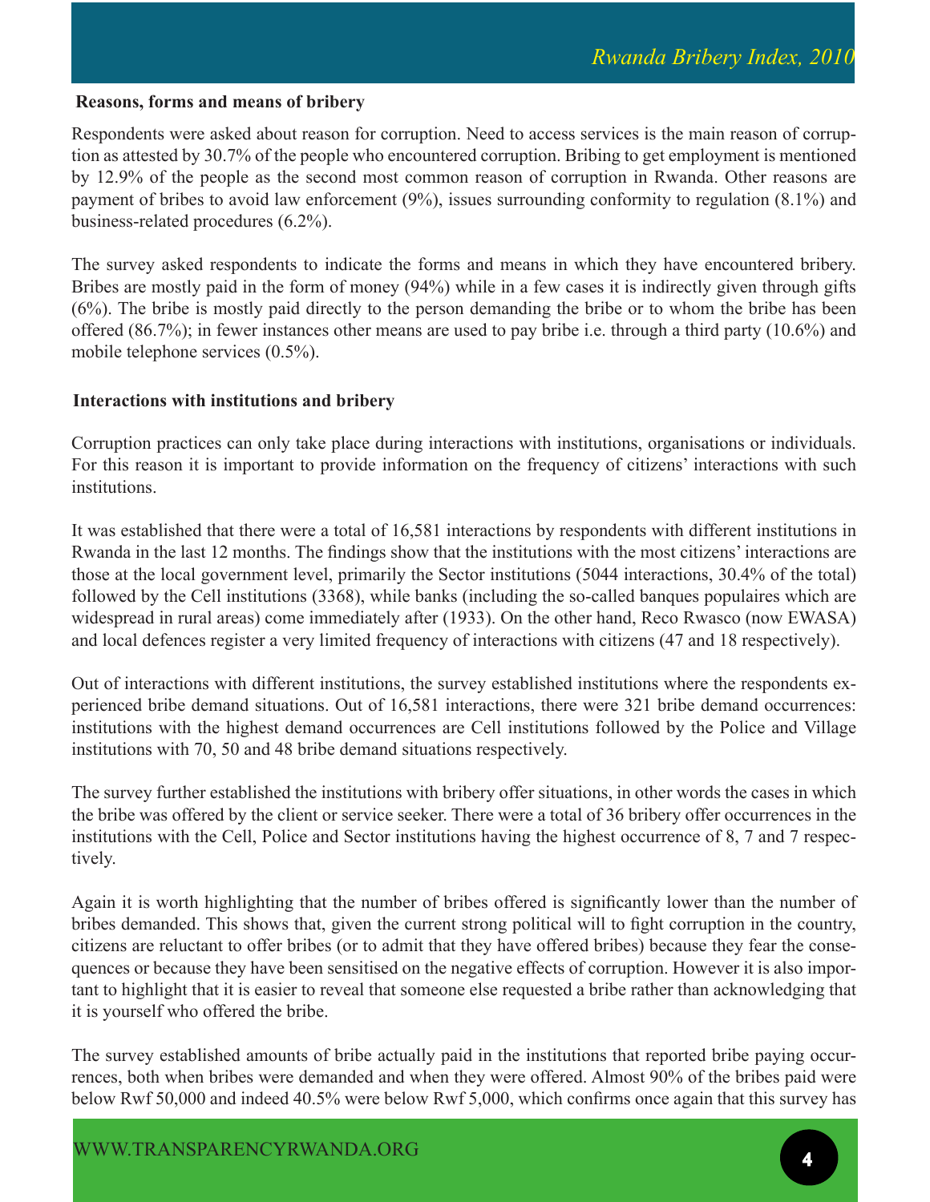**Reasons, forms and means of bribery**

Respondents were asked about reason for corruption. Need to access services is the main reason of corruption as attested by 30.7% of the people who encountered corruption. Bribing to get employment is mentioned by 12.9% of the people as the second most common reason of corruption in Rwanda. Other reasons are payment of bribes to avoid law enforcement (9%), issues surrounding conformity to regulation (8.1%) and business-related procedures (6.2%).

The survey asked respondents to indicate the forms and means in which they have encountered bribery. Bribes are mostly paid in the form of money (94%) while in a few cases it is indirectly given through gifts (6%). The bribe is mostly paid directly to the person demanding the bribe or to whom the bribe has been offered (86.7%); in fewer instances other means are used to pay bribe i.e. through a third party (10.6%) and mobile telephone services (0.5%).

**Interactions with institutions and bribery**

Corruption practices can only take place during interactions with institutions, organisations or individuals. For this reason it is important to provide information on the frequency of citizens' interactions with such institutions.

It was established that there were a total of 16,581 interactions by respondents with different institutions in Rwanda in the last 12 months. The findings show that the institutions with the most citizens' interactions are those at the local government level, primarily the Sector institutions (5044 interactions, 30.4% of the total) followed by the Cell institutions (3368), while banks (including the so-called banques populaires which are widespread in rural areas) come immediately after (1933). On the other hand, Reco Rwasco (now EWASA) and local defences register a very limited frequency of interactions with citizens (47 and 18 respectively).

Out of interactions with different institutions, the survey established institutions where the respondents experienced bribe demand situations. Out of 16,581 interactions, there were 321 bribe demand occurrences: institutions with the highest demand occurrences are Cell institutions followed by the Police and Village institutions with 70, 50 and 48 bribe demand situations respectively.

The survey further established the institutions with bribery offer situations, in other words the cases in which the bribe was offered by the client or service seeker. There were a total of 36 bribery offer occurrences in the institutions with the Cell, Police and Sector institutions having the highest occurrence of 8, 7 and 7 respectively.

Again it is worth highlighting that the number of bribes offered is significantly lower than the number of bribes demanded. This shows that, given the current strong political will to fight corruption in the country, citizens are reluctant to offer bribes (or to admit that they have offered bribes) because they fear the consequences or because they have been sensitised on the negative effects of corruption. However it is also important to highlight that it is easier to reveal that someone else requested a bribe rather than acknowledging that it is yourself who offered the bribe.

The survey established amounts of bribe actually paid in the institutions that reported bribe paying occurrences, both when bribes were demanded and when they were offered. Almost 90% of the bribes paid were below Rwf 50,000 and indeed 40.5% were below Rwf 5,000, which confirms once again that this survey has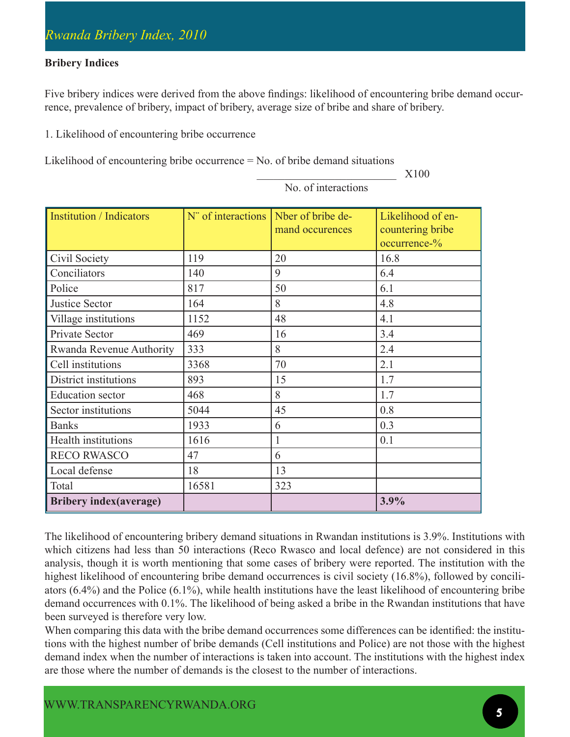## Bribery Indices

Five bribery indices were derived from the above findings: likelihood of encountering bribe demand occurrence, prevalence of bribery, impact of bribery, average size of bribe and share of bribery.

1. Likelihood of encountering bribe occurrence

$$\text{Likelihood of encountering bribe occurrence} = \frac{\text{No. of bribe demand situations}}{\text{No. of interactions}} \times 100$$

| Institution / Indicators | N¨ of interactions | Nber of bribe demand occurences | Likelihood of encountering bribe occurrence-% |
|---|---|---|---|
| Civil Society | 119 | 20 | 16.8 |
| Conciliators | 140 | 9 | 6.4 |
| Police | 817 | 50 | 6.1 |
| Justice Sector | 164 | 8 | 4.8 |
| Village institutions | 1152 | 48 | 4.1 |
| Private Sector | 469 | 16 | 3.4 |
| Rwanda Revenue Authority | 333 | 8 | 2.4 |
| Cell institutions | 3368 | 70 | 2.1 |
| District institutions | 893 | 15 | 1.7 |
| Education sector | 468 | 8 | 1.7 |
| Sector institutions | 5044 | 45 | 0.8 |
| Banks | 1933 | 6 | 0.3 |
| Health institutions | 1616 | 1 | 0.1 |
| RECO RWASCO | 47 | 6 | |
| Local defense | 18 | 13 | |
| Total | 16581 | 323 | |
| **Bribery index(average)** | | | **3.9%** |

The likelihood of encountering bribery demand situations in Rwandan institutions is 3.9%. Institutions with which citizens had less than 50 interactions (Reco Rwasco and local defence) are not considered in this analysis, though it is worth mentioning that some cases of bribery were reported. The institution with the highest likelihood of encountering bribe demand occurrences is civil society (16.8%), followed by conciliators (6.4%) and the Police (6.1%), while health institutions have the least likelihood of encountering bribe demand occurrences with 0.1%. The likelihood of being asked a bribe in the Rwandan institutions that have been surveyed is therefore very low.

When comparing this data with the bribe demand occurrences some differences can be identified: the institutions with the highest number of bribe demands (Cell institutions and Police) are not those with the highest demand index when the number of interactions is taken into account. The institutions with the highest index are those where the number of demands is the closest to the number of interactions.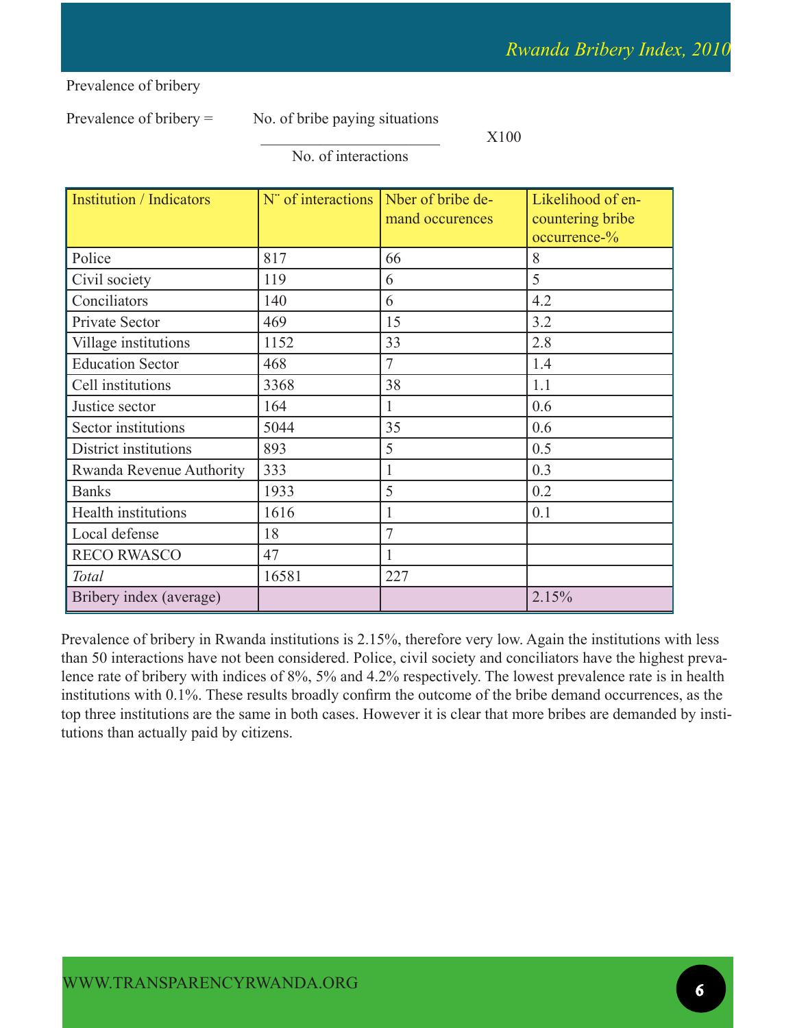Prevalence of bribery

$$\text{Prevalence of bribery} = \frac{\text{No. of bribe paying situations}}{\text{No. of interactions}} \times 100$$

| Institution / Indicators | N˝ of interactions | Nber of bribe demand occurences | Likelihood of encountering bribe occurrence-% |
|---|---|---|---|
| Police | 817 | 66 | 8 |
| Civil society | 119 | 6 | 5 |
| Conciliators | 140 | 6 | 4.2 |
| Private Sector | 469 | 15 | 3.2 |
| Village institutions | 1152 | 33 | 2.8 |
| Education Sector | 468 | 7 | 1.4 |
| Cell institutions | 3368 | 38 | 1.1 |
| Justice sector | 164 | 1 | 0.6 |
| Sector institutions | 5044 | 35 | 0.6 |
| District institutions | 893 | 5 | 0.5 |
| Rwanda Revenue Authority | 333 | 1 | 0.3 |
| Banks | 1933 | 5 | 0.2 |
| Health institutions | 1616 | 1 | 0.1 |
| Local defense | 18 | 7 | |
| RECO RWASCO | 47 | 1 | |
| *Total* | 16581 | 227 | |
| Bribery index (average) | | | 2.15% |

Prevalence of bribery in Rwanda institutions is 2.15%, therefore very low. Again the institutions with less than 50 interactions have not been considered. Police, civil society and conciliators have the highest prevalence rate of bribery with indices of 8%, 5% and 4.2% respectively. The lowest prevalence rate is in health institutions with 0.1%. These results broadly confirm the outcome of the bribe demand occurrences, as the top three institutions are the same in both cases. However it is clear that more bribes are demanded by institutions than actually paid by citizens.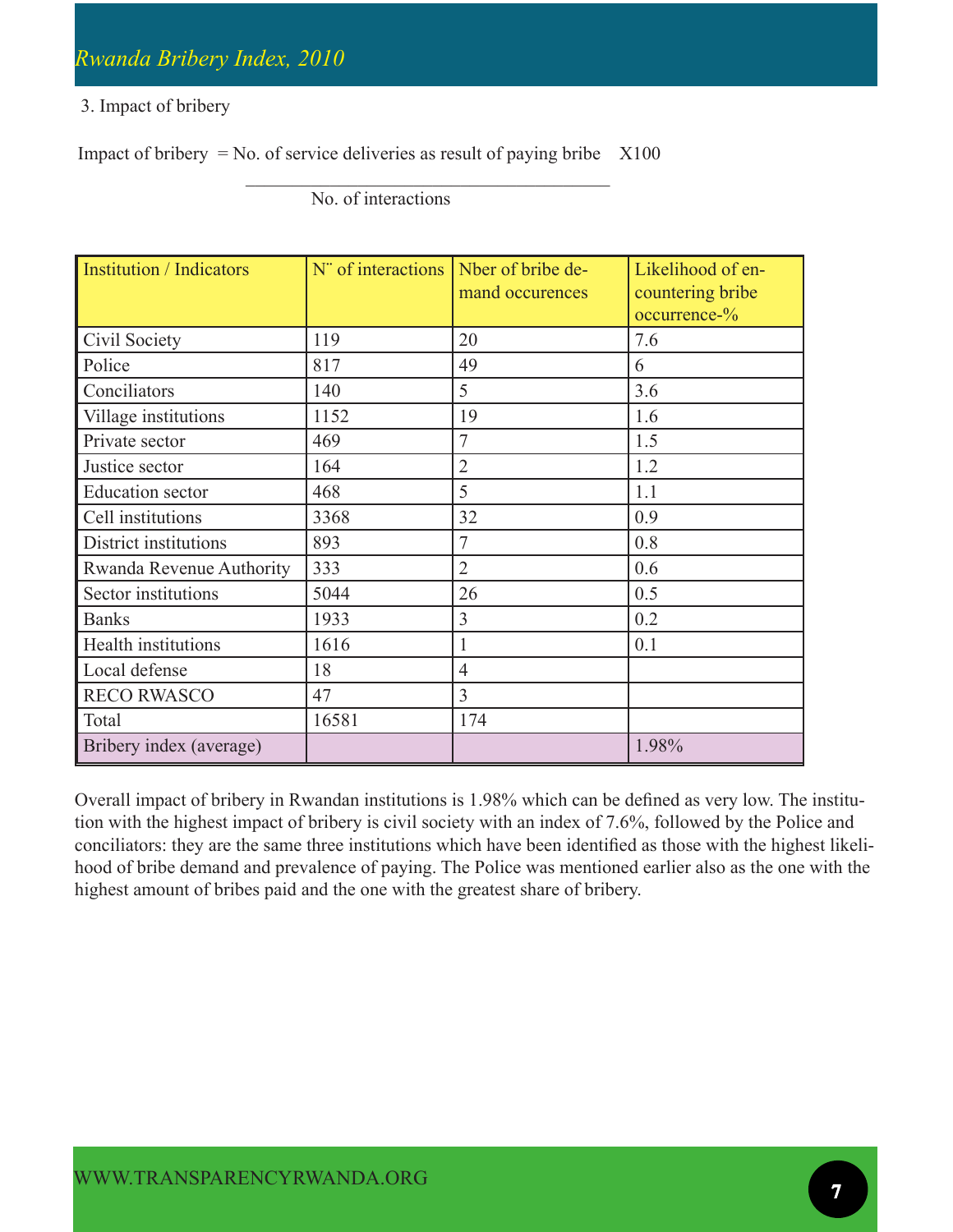3. Impact of bribery

$$\text{Impact of bribery} = \frac{\text{No. of service deliveries as result of paying bribe}}{\text{No. of interactions}} \times 100$$

| Institution / Indicators | N˚ of interactions | Nber of bribe demand occurences | Likelihood of encountering bribe occurrence-% |
|---|---|---|---|
| Civil Society | 119 | 20 | 7.6 |
| Police | 817 | 49 | 6 |
| Conciliators | 140 | 5 | 3.6 |
| Village institutions | 1152 | 19 | 1.6 |
| Private sector | 469 | 7 | 1.5 |
| Justice sector | 164 | 2 | 1.2 |
| Education sector | 468 | 5 | 1.1 |
| Cell institutions | 3368 | 32 | 0.9 |
| District institutions | 893 | 7 | 0.8 |
| Rwanda Revenue Authority | 333 | 2 | 0.6 |
| Sector institutions | 5044 | 26 | 0.5 |
| Banks | 1933 | 3 | 0.2 |
| Health institutions | 1616 | 1 | 0.1 |
| Local defense | 18 | 4 | |
| RECO RWASCO | 47 | 3 | |
| Total | 16581 | 174 | |
| Bribery index (average) | | | 1.98% |

Overall impact of bribery in Rwandan institutions is 1.98% which can be defined as very low. The institution with the highest impact of bribery is civil society with an index of 7.6%, followed by the Police and conciliators: they are the same three institutions which have been identified as those with the highest likelihood of bribe demand and prevalence of paying. The Police was mentioned earlier also as the one with the highest amount of bribes paid and the one with the greatest share of bribery.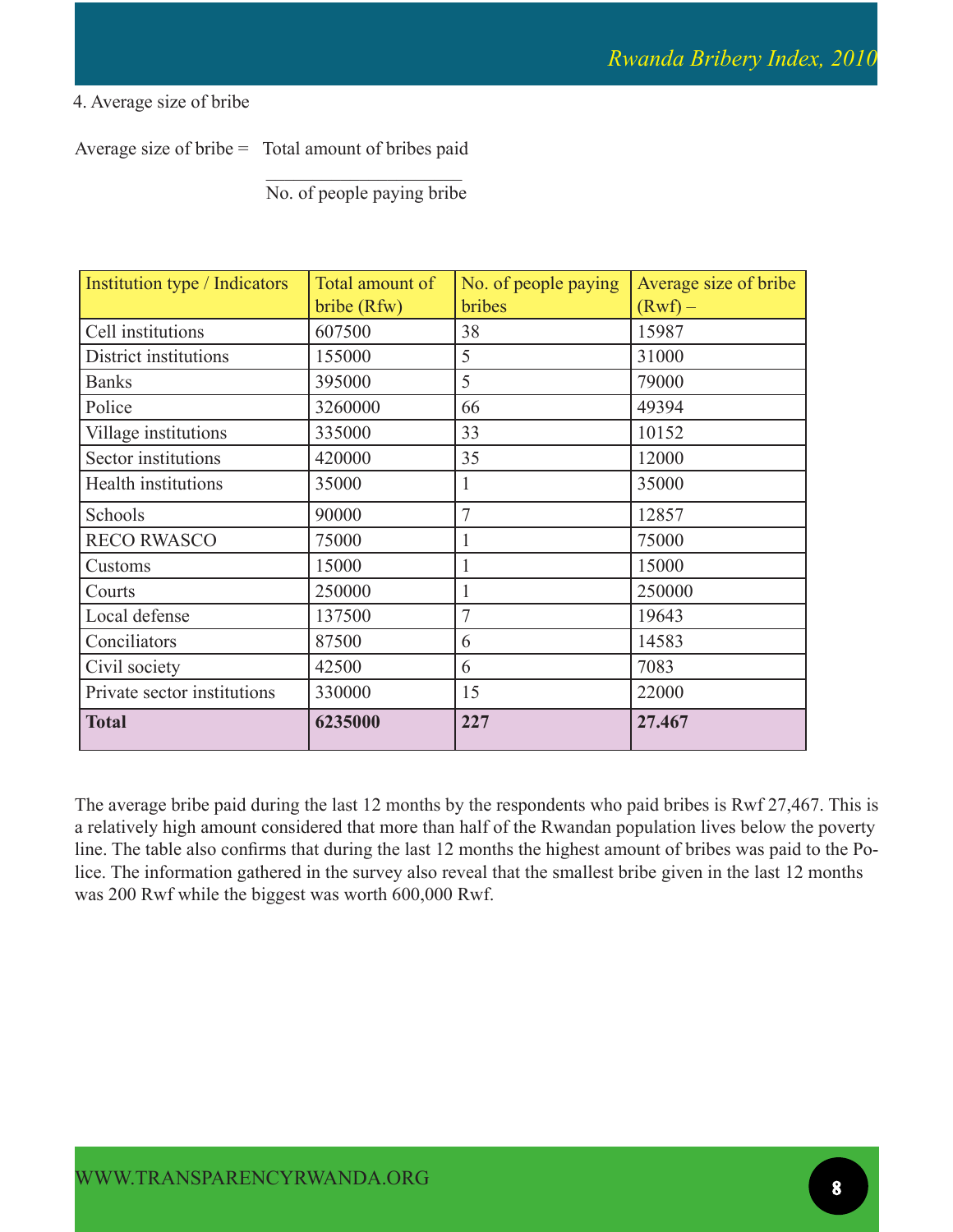4. Average size of bribe

$$\text{Average size of bribe} = \frac{\text{Total amount of bribes paid}}{\text{No. of people paying bribe}}$$

| Institution type / Indicators | Total amount of bribe (Rfw) | No. of people paying bribes | Average size of bribe (Rwf) – |
|---|---|---|---|
| Cell institutions | 607500 | 38 | 15987 |
| District institutions | 155000 | 5 | 31000 |
| Banks | 395000 | 5 | 79000 |
| Police | 3260000 | 66 | 49394 |
| Village institutions | 335000 | 33 | 10152 |
| Sector institutions | 420000 | 35 | 12000 |
| Health institutions | 35000 | 1 | 35000 |
| Schools | 90000 | 7 | 12857 |
| RECO RWASCO | 75000 | 1 | 75000 |
| Customs | 15000 | 1 | 15000 |
| Courts | 250000 | 1 | 250000 |
| Local defense | 137500 | 7 | 19643 |
| Conciliators | 87500 | 6 | 14583 |
| Civil society | 42500 | 6 | 7083 |
| Private sector institutions | 330000 | 15 | 22000 |
| **Total** | **6235000** | **227** | **27.467** |

The average bribe paid during the last 12 months by the respondents who paid bribes is Rwf 27,467. This is a relatively high amount considered that more than half of the Rwandan population lives below the poverty line. The table also confirms that during the last 12 months the highest amount of bribes was paid to the Police. The information gathered in the survey also reveal that the smallest bribe given in the last 12 months was 200 Rwf while the biggest was worth 600,000 Rwf.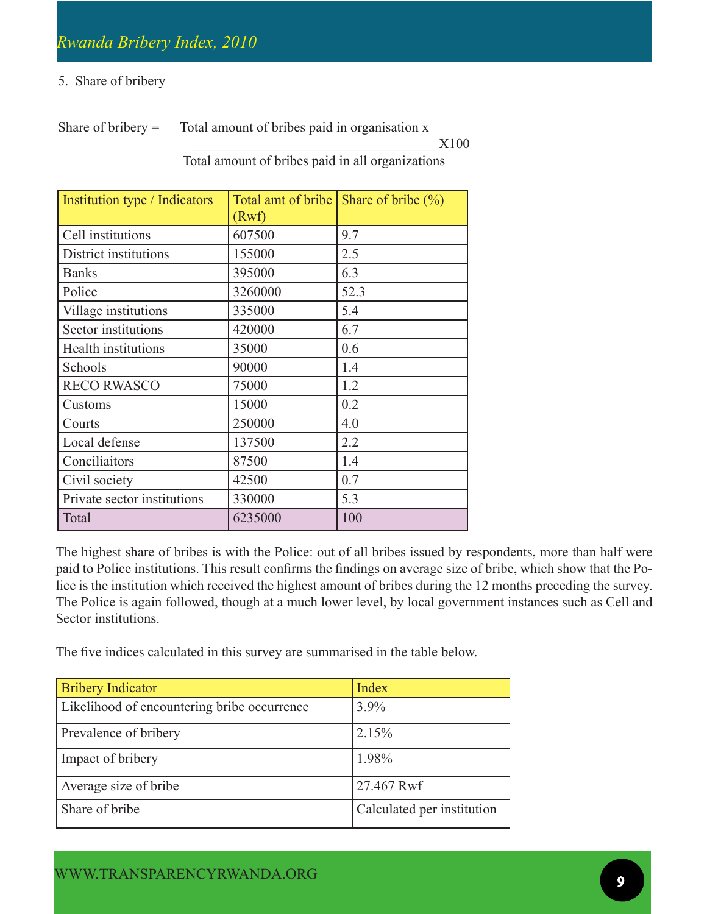5. Share of bribery

$$\text{Share of bribery} = \frac{\text{Total amount of bribes paid in organisation x}}{\text{Total amount of bribes paid in all organizations}} \times 100$$

| Institution type / Indicators | Total amt of bribe (Rwf) | Share of bribe (%) |
|---|---|---|
| Cell institutions | 607500 | 9.7 |
| District institutions | 155000 | 2.5 |
| Banks | 395000 | 6.3 |
| Police | 3260000 | 52.3 |
| Village institutions | 335000 | 5.4 |
| Sector institutions | 420000 | 6.7 |
| Health institutions | 35000 | 0.6 |
| Schools | 90000 | 1.4 |
| RECO RWASCO | 75000 | 1.2 |
| Customs | 15000 | 0.2 |
| Courts | 250000 | 4.0 |
| Local defense | 137500 | 2.2 |
| Conciliaitors | 87500 | 1.4 |
| Civil society | 42500 | 0.7 |
| Private sector institutions | 330000 | 5.3 |
| Total | 6235000 | 100 |

The highest share of bribes is with the Police: out of all bribes issued by respondents, more than half were paid to Police institutions. This result confirms the findings on average size of bribe, which show that the Police is the institution which received the highest amount of bribes during the 12 months preceding the survey. The Police is again followed, though at a much lower level, by local government instances such as Cell and Sector institutions.

The five indices calculated in this survey are summarised in the table below.

| Bribery Indicator | Index |
|---|---|
| Likelihood of encountering bribe occurrence | 3.9% |
| Prevalence of bribery | 2.15% |
| Impact of bribery | 1.98% |
| Average size of bribe | 27.467 Rwf |
| Share of bribe | Calculated per institution |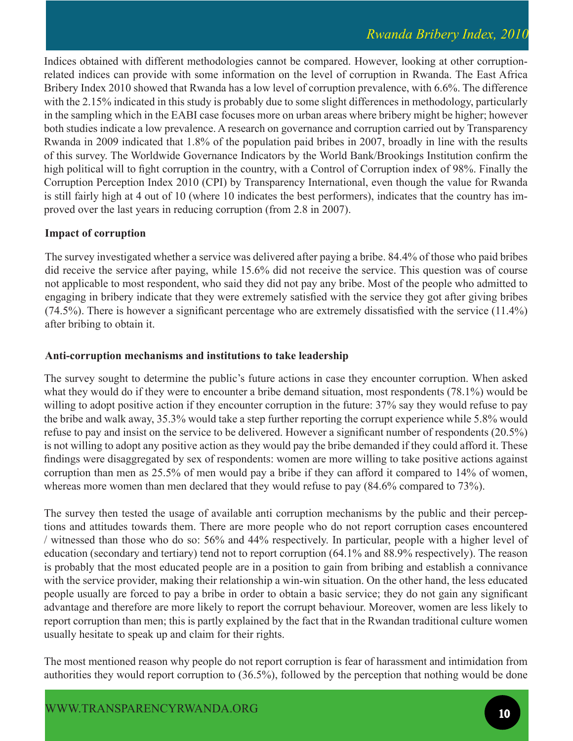Indices obtained with different methodologies cannot be compared. However, looking at other corruption-related indices can provide with some information on the level of corruption in Rwanda. The East Africa Bribery Index 2010 showed that Rwanda has a low level of corruption prevalence, with 6.6%. The difference with the 2.15% indicated in this study is probably due to some slight differences in methodology, particularly in the sampling which in the EABI case focuses more on urban areas where bribery might be higher; however both studies indicate a low prevalence. A research on governance and corruption carried out by Transparency Rwanda in 2009 indicated that 1.8% of the population paid bribes in 2007, broadly in line with the results of this survey. The Worldwide Governance Indicators by the World Bank/Brookings Institution confirm the high political will to fight corruption in the country, with a Control of Corruption index of 98%. Finally the Corruption Perception Index 2010 (CPI) by Transparency International, even though the value for Rwanda is still fairly high at 4 out of 10 (where 10 indicates the best performers), indicates that the country has improved over the last years in reducing corruption (from 2.8 in 2007).

### Impact of corruption

The survey investigated whether a service was delivered after paying a bribe. 84.4% of those who paid bribes did receive the service after paying, while 15.6% did not receive the service. This question was of course not applicable to most respondent, who said they did not pay any bribe. Most of the people who admitted to engaging in bribery indicate that they were extremely satisfied with the service they got after giving bribes (74.5%). There is however a significant percentage who are extremely dissatisfied with the service (11.4%) after bribing to obtain it.

### Anti-corruption mechanisms and institutions to take leadership

The survey sought to determine the public's future actions in case they encounter corruption. When asked what they would do if they were to encounter a bribe demand situation, most respondents (78.1%) would be willing to adopt positive action if they encounter corruption in the future: 37% say they would refuse to pay the bribe and walk away, 35.3% would take a step further reporting the corrupt experience while 5.8% would refuse to pay and insist on the service to be delivered. However a significant number of respondents (20.5%) is not willing to adopt any positive action as they would pay the bribe demanded if they could afford it. These findings were disaggregated by sex of respondents: women are more willing to take positive actions against corruption than men as 25.5% of men would pay a bribe if they can afford it compared to 14% of women, whereas more women than men declared that they would refuse to pay (84.6% compared to 73%).

The survey then tested the usage of available anti corruption mechanisms by the public and their perceptions and attitudes towards them. There are more people who do not report corruption cases encountered / witnessed than those who do so: 56% and 44% respectively. In particular, people with a higher level of education (secondary and tertiary) tend not to report corruption (64.1% and 88.9% respectively). The reason is probably that the most educated people are in a position to gain from bribing and establish a connivance with the service provider, making their relationship a win-win situation. On the other hand, the less educated people usually are forced to pay a bribe in order to obtain a basic service; they do not gain any significant advantage and therefore are more likely to report the corrupt behaviour. Moreover, women are less likely to report corruption than men; this is partly explained by the fact that in the Rwandan traditional culture women usually hesitate to speak up and claim for their rights.

The most mentioned reason why people do not report corruption is fear of harassment and intimidation from authorities they would report corruption to (36.5%), followed by the perception that nothing would be done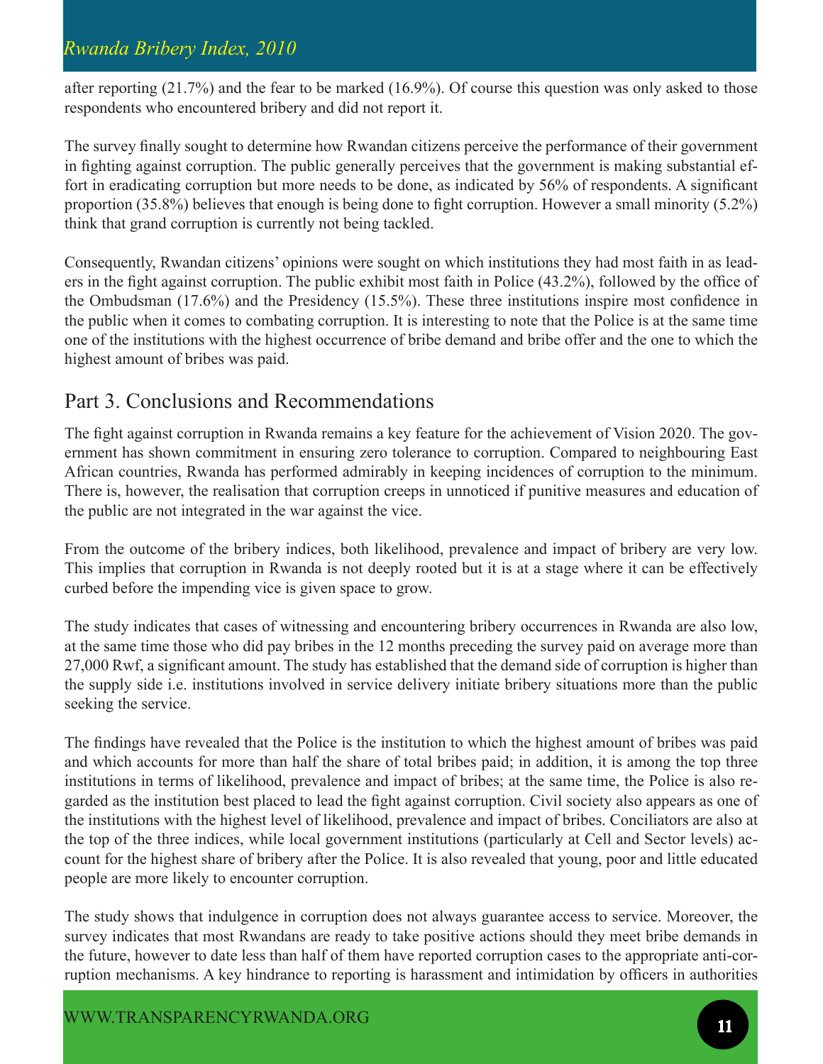after reporting (21.7%) and the fear to be marked (16.9%). Of course this question was only asked to those respondents who encountered bribery and did not report it.

The survey finally sought to determine how Rwandan citizens perceive the performance of their government in fighting against corruption. The public generally perceives that the government is making substantial effort in eradicating corruption but more needs to be done, as indicated by 56% of respondents. A significant proportion (35.8%) believes that enough is being done to fight corruption. However a small minority (5.2%) think that grand corruption is currently not being tackled.

Consequently, Rwandan citizens' opinions were sought on which institutions they had most faith in as leaders in the fight against corruption. The public exhibit most faith in Police (43.2%), followed by the office of the Ombudsman (17.6%) and the Presidency (15.5%). These three institutions inspire most confidence in the public when it comes to combating corruption. It is interesting to note that the Police is at the same time one of the institutions with the highest occurrence of bribe demand and bribe offer and the one to which the highest amount of bribes was paid.

## Part 3. Conclusions and Recommendations

The fight against corruption in Rwanda remains a key feature for the achievement of Vision 2020. The government has shown commitment in ensuring zero tolerance to corruption. Compared to neighbouring East African countries, Rwanda has performed admirably in keeping incidences of corruption to the minimum. There is, however, the realisation that corruption creeps in unnoticed if punitive measures and education of the public are not integrated in the war against the vice.

From the outcome of the bribery indices, both likelihood, prevalence and impact of bribery are very low. This implies that corruption in Rwanda is not deeply rooted but it is at a stage where it can be effectively curbed before the impending vice is given space to grow.

The study indicates that cases of witnessing and encountering bribery occurrences in Rwanda are also low, at the same time those who did pay bribes in the 12 months preceding the survey paid on average more than 27,000 Rwf, a significant amount. The study has established that the demand side of corruption is higher than the supply side i.e. institutions involved in service delivery initiate bribery situations more than the public seeking the service.

The findings have revealed that the Police is the institution to which the highest amount of bribes was paid and which accounts for more than half the share of total bribes paid; in addition, it is among the top three institutions in terms of likelihood, prevalence and impact of bribes; at the same time, the Police is also regarded as the institution best placed to lead the fight against corruption. Civil society also appears as one of the institutions with the highest level of likelihood, prevalence and impact of bribes. Conciliators are also at the top of the three indices, while local government institutions (particularly at Cell and Sector levels) account for the highest share of bribery after the Police. It is also revealed that young, poor and little educated people are more likely to encounter corruption.

The study shows that indulgence in corruption does not always guarantee access to service. Moreover, the survey indicates that most Rwandans are ready to take positive actions should they meet bribe demands in the future, however to date less than half of them have reported corruption cases to the appropriate anti-corruption mechanisms. A key hindrance to reporting is harassment and intimidation by officers in authorities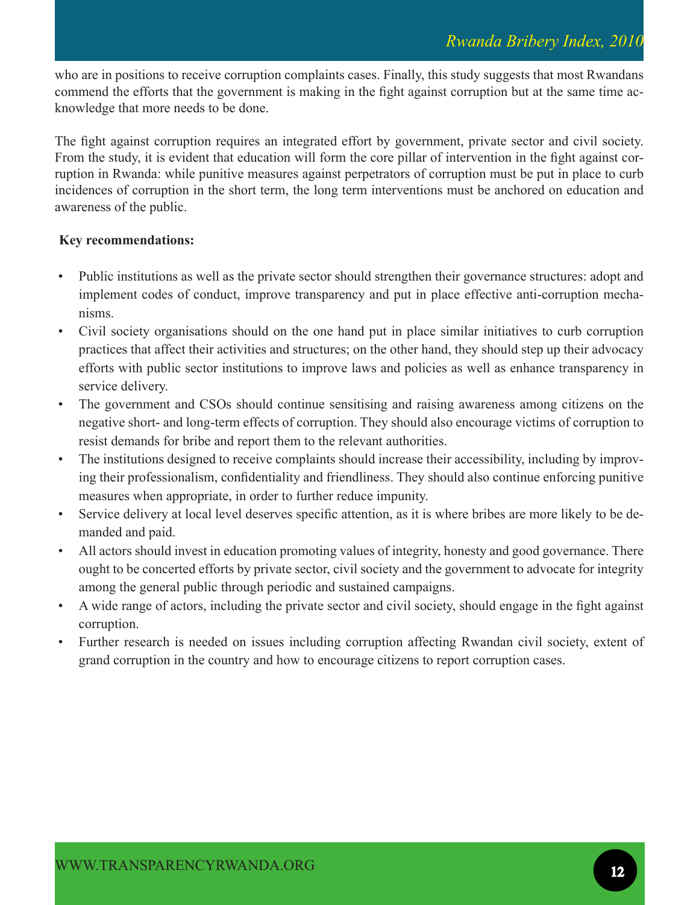who are in positions to receive corruption complaints cases. Finally, this study suggests that most Rwandans commend the efforts that the government is making in the fight against corruption but at the same time acknowledge that more needs to be done.

The fight against corruption requires an integrated effort by government, private sector and civil society. From the study, it is evident that education will form the core pillar of intervention in the fight against corruption in Rwanda: while punitive measures against perpetrators of corruption must be put in place to curb incidences of corruption in the short term, the long term interventions must be anchored on education and awareness of the public.

**Key recommendations:**

- Public institutions as well as the private sector should strengthen their governance structures: adopt and implement codes of conduct, improve transparency and put in place effective anti-corruption mechanisms.
- Civil society organisations should on the one hand put in place similar initiatives to curb corruption practices that affect their activities and structures; on the other hand, they should step up their advocacy efforts with public sector institutions to improve laws and policies as well as enhance transparency in service delivery.
- The government and CSOs should continue sensitising and raising awareness among citizens on the negative short- and long-term effects of corruption. They should also encourage victims of corruption to resist demands for bribe and report them to the relevant authorities.
- The institutions designed to receive complaints should increase their accessibility, including by improving their professionalism, confidentiality and friendliness. They should also continue enforcing punitive measures when appropriate, in order to further reduce impunity.
- Service delivery at local level deserves specific attention, as it is where bribes are more likely to be demanded and paid.
- All actors should invest in education promoting values of integrity, honesty and good governance. There ought to be concerted efforts by private sector, civil society and the government to advocate for integrity among the general public through periodic and sustained campaigns.
- A wide range of actors, including the private sector and civil society, should engage in the fight against corruption.
- Further research is needed on issues including corruption affecting Rwandan civil society, extent of grand corruption in the country and how to encourage citizens to report corruption cases.